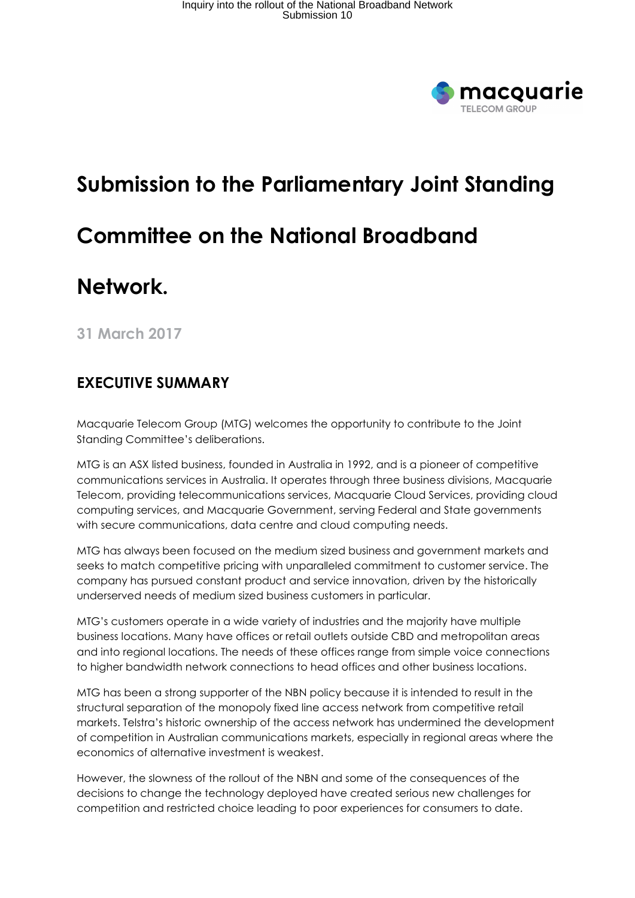# Submission to the Parliamentary Joint Standing Committee on the National Broadband Network.

**31 March 2017**

## EXECUTIVE SUMMARY

Macquarie Telecom Group (MTG) welcomes the opportunity to contribute to the Joint Standing Committee's deliberations.

MTG is an ASX listed business, founded in Australia in 1992, and is a pioneer of competitive communications services in Australia. It operates through three business divisions, Macquarie Telecom, providing telecommunications services, Macquarie Cloud Services, providing cloud computing services, and Macquarie Government, serving Federal and State governments with secure communications, data centre and cloud computing needs.

MTG has always been focused on the medium sized business and government markets and seeks to match competitive pricing with unparalleled commitment to customer service. The company has pursued constant product and service innovation, driven by the historically underserved needs of medium sized business customers in particular.

MTG's customers operate in a wide variety of industries and the majority have multiple business locations. Many have offices or retail outlets outside CBD and metropolitan areas and into regional locations. The needs of these offices range from simple voice connections to higher bandwidth network connections to head offices and other business locations.

MTG has been a strong supporter of the NBN policy because it is intended to result in the structural separation of the monopoly fixed line access network from competitive retail markets. Telstra's historic ownership of the access network has undermined the development of competition in Australian communications markets, especially in regional areas where the economics of alternative investment is weakest.

However, the slowness of the rollout of the NBN and some of the consequences of the decisions to change the technology deployed have created serious new challenges for competition and restricted choice leading to poor experiences for consumers to date.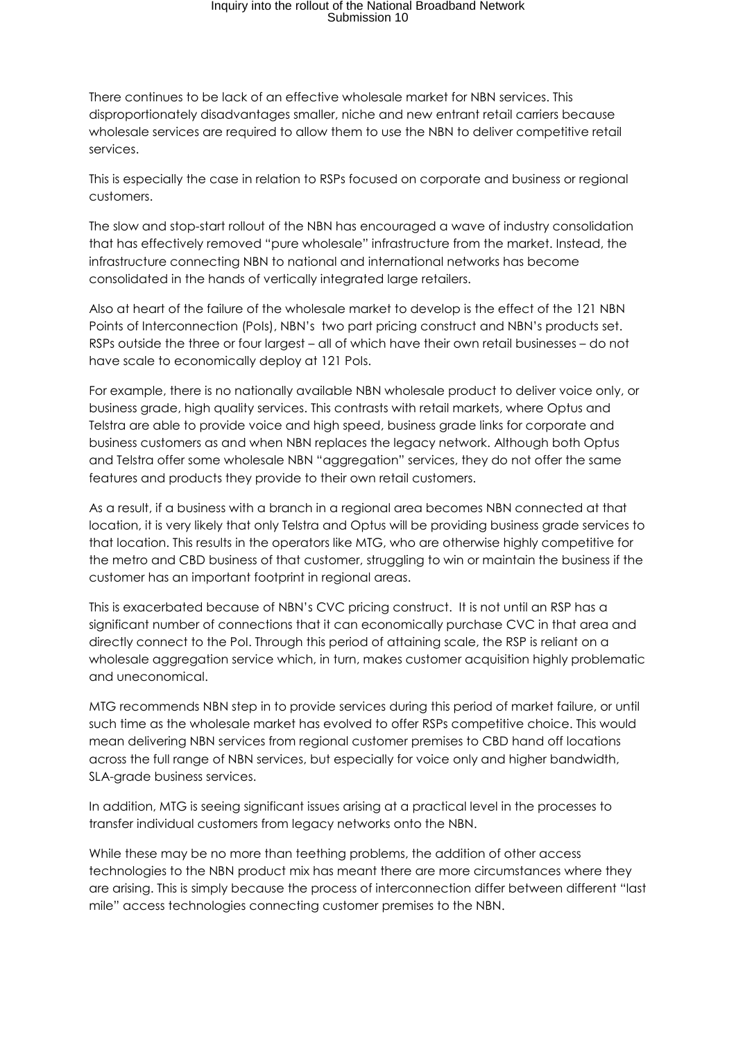There continues to be lack of an effective wholesale market for NBN services. This disproportionately disadvantages smaller, niche and new entrant retail carriers because wholesale services are required to allow them to use the NBN to deliver competitive retail services.

This is especially the case in relation to RSPs focused on corporate and business or regional customers.

The slow and stop-start rollout of the NBN has encouraged a wave of industry consolidation that has effectively removed "pure wholesale" infrastructure from the market. Instead, the infrastructure connecting NBN to national and international networks has become consolidated in the hands of vertically integrated large retailers.

Also at heart of the failure of the wholesale market to develop is the effect of the 121 NBN Points of Interconnection (PoIs), NBN's two part pricing construct and NBN's products set. RSPs outside the three or four largest – all of which have their own retail businesses – do not have scale to economically deploy at 121 PoIs.

For example, there is no nationally available NBN wholesale product to deliver voice only, or business grade, high quality services. This contrasts with retail markets, where Optus and Telstra are able to provide voice and high speed, business grade links for corporate and business customers as and when NBN replaces the legacy network. Although both Optus and Telstra offer some wholesale NBN "aggregation" services, they do not offer the same features and products they provide to their own retail customers.

As a result, if a business with a branch in a regional area becomes NBN connected at that location, it is very likely that only Telstra and Optus will be providing business grade services to that location. This results in the operators like MTG, who are otherwise highly competitive for the metro and CBD business of that customer, struggling to win or maintain the business if the customer has an important footprint in regional areas.

This is exacerbated because of NBN's CVC pricing construct. It is not until an RSP has a significant number of connections that it can economically purchase CVC in that area and directly connect to the PoI. Through this period of attaining scale, the RSP is reliant on a wholesale aggregation service which, in turn, makes customer acquisition highly problematic and uneconomical.

MTG recommends NBN step in to provide services during this period of market failure, or until such time as the wholesale market has evolved to offer RSPs competitive choice. This would mean delivering NBN services from regional customer premises to CBD hand off locations across the full range of NBN services, but especially for voice only and higher bandwidth, SLA-grade business services.

In addition, MTG is seeing significant issues arising at a practical level in the processes to transfer individual customers from legacy networks onto the NBN.

While these may be no more than teething problems, the addition of other access technologies to the NBN product mix has meant there are more circumstances where they are arising. This is simply because the process of interconnection differ between different "last mile" access technologies connecting customer premises to the NBN.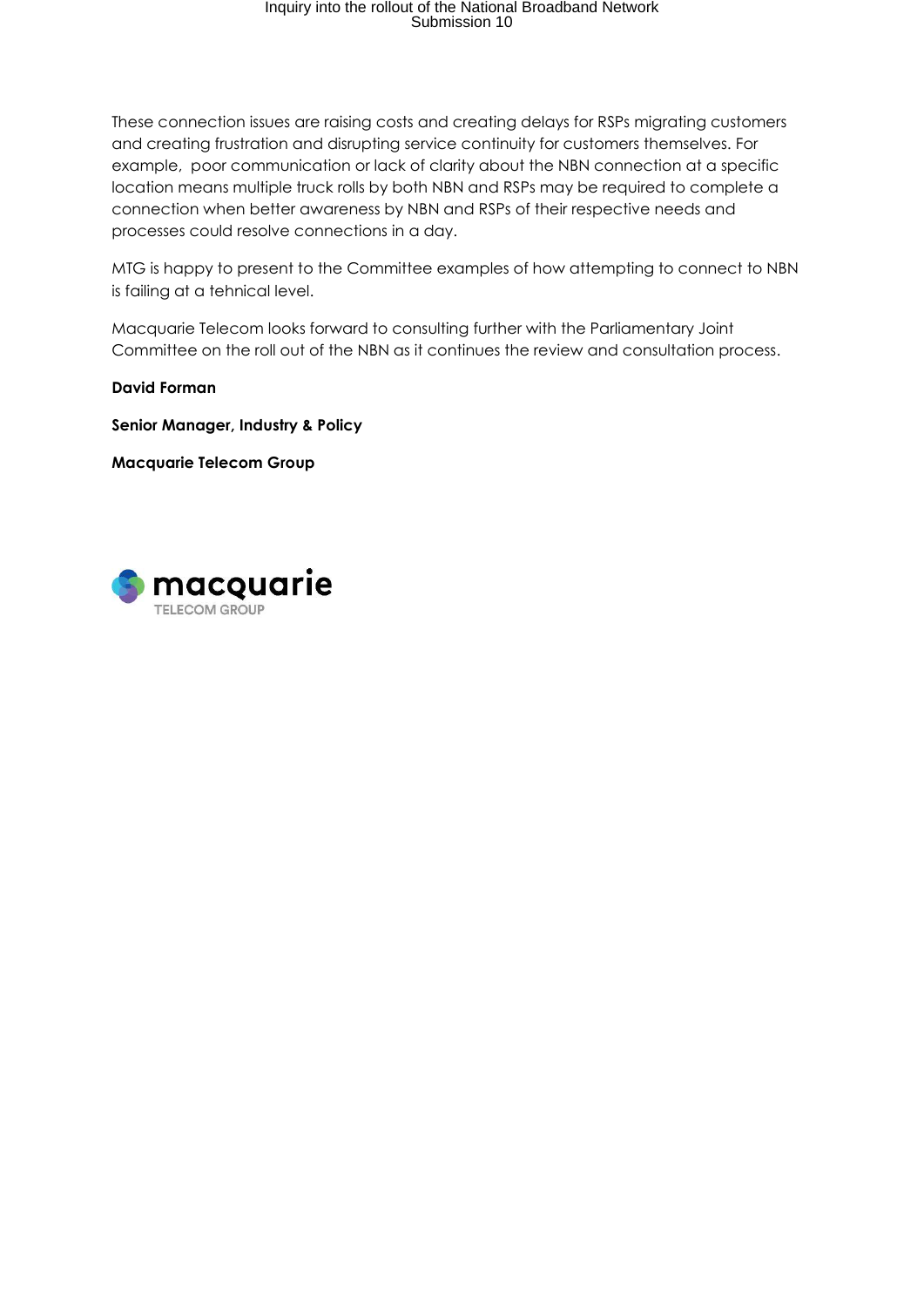These connection issues are raising costs and creating delays for RSPs migrating customers and creating frustration and disrupting service continuity for customers themselves. For example, poor communication or lack of clarity about the NBN connection at a specific location means multiple truck rolls by both NBN and RSPs may be required to complete a connection when better awareness by NBN and RSPs of their respective needs and processes could resolve connections in a day.

MTG is happy to present to the Committee examples of how attempting to connect to NBN is failing at a tehnical level.

Macquarie Telecom looks forward to consulting further with the Parliamentary Joint Committee on the roll out of the NBN as it continues the review and consultation process.

**David Forman**

**Senior Manager, Industry & Policy**

**Macquarie Telecom Group**

macquarie
TELECOM GROUP